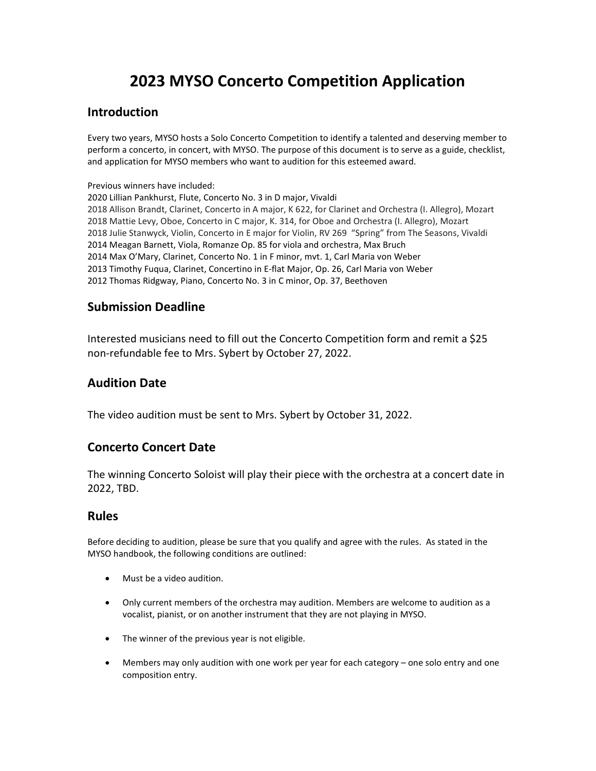# 2023 MYSO Concerto Competition Application

## Introduction

Every two years, MYSO hosts a Solo Concerto Competition to identify a talented and deserving member to perform a concerto, in concert, with MYSO. The purpose of this document is to serve as a guide, checklist, and application for MYSO members who want to audition for this esteemed award.

Previous winners have included:
2020 Lillian Pankhurst, Flute, Concerto No. 3 in D major, Vivaldi
2018 Allison Brandt, Clarinet, Concerto in A major, K 622, for Clarinet and Orchestra (I. Allegro), Mozart
2018 Mattie Levy, Oboe, Concerto in C major, K. 314, for Oboe and Orchestra (I. Allegro), Mozart
2018 Julie Stanwyck, Violin, Concerto in E major for Violin, RV 269 "Spring" from The Seasons, Vivaldi
2014 Meagan Barnett, Viola, Romanze Op. 85 for viola and orchestra, Max Bruch
2014 Max O'Mary, Clarinet, Concerto No. 1 in F minor, mvt. 1, Carl Maria von Weber
2013 Timothy Fuqua, Clarinet, Concertino in E-flat Major, Op. 26, Carl Maria von Weber
2012 Thomas Ridgway, Piano, Concerto No. 3 in C minor, Op. 37, Beethoven

## Submission Deadline

Interested musicians need to fill out the Concerto Competition form and remit a $25 non-refundable fee to Mrs. Sybert by October 27, 2022.

## Audition Date

The video audition must be sent to Mrs. Sybert by October 31, 2022.

## Concerto Concert Date

The winning Concerto Soloist will play their piece with the orchestra at a concert date in 2022, TBD.

## Rules

Before deciding to audition, please be sure that you qualify and agree with the rules. As stated in the MYSO handbook, the following conditions are outlined:

- Must be a video audition.
- Only current members of the orchestra may audition. Members are welcome to audition as a vocalist, pianist, or on another instrument that they are not playing in MYSO.
- The winner of the previous year is not eligible.
- Members may only audition with one work per year for each category – one solo entry and one composition entry.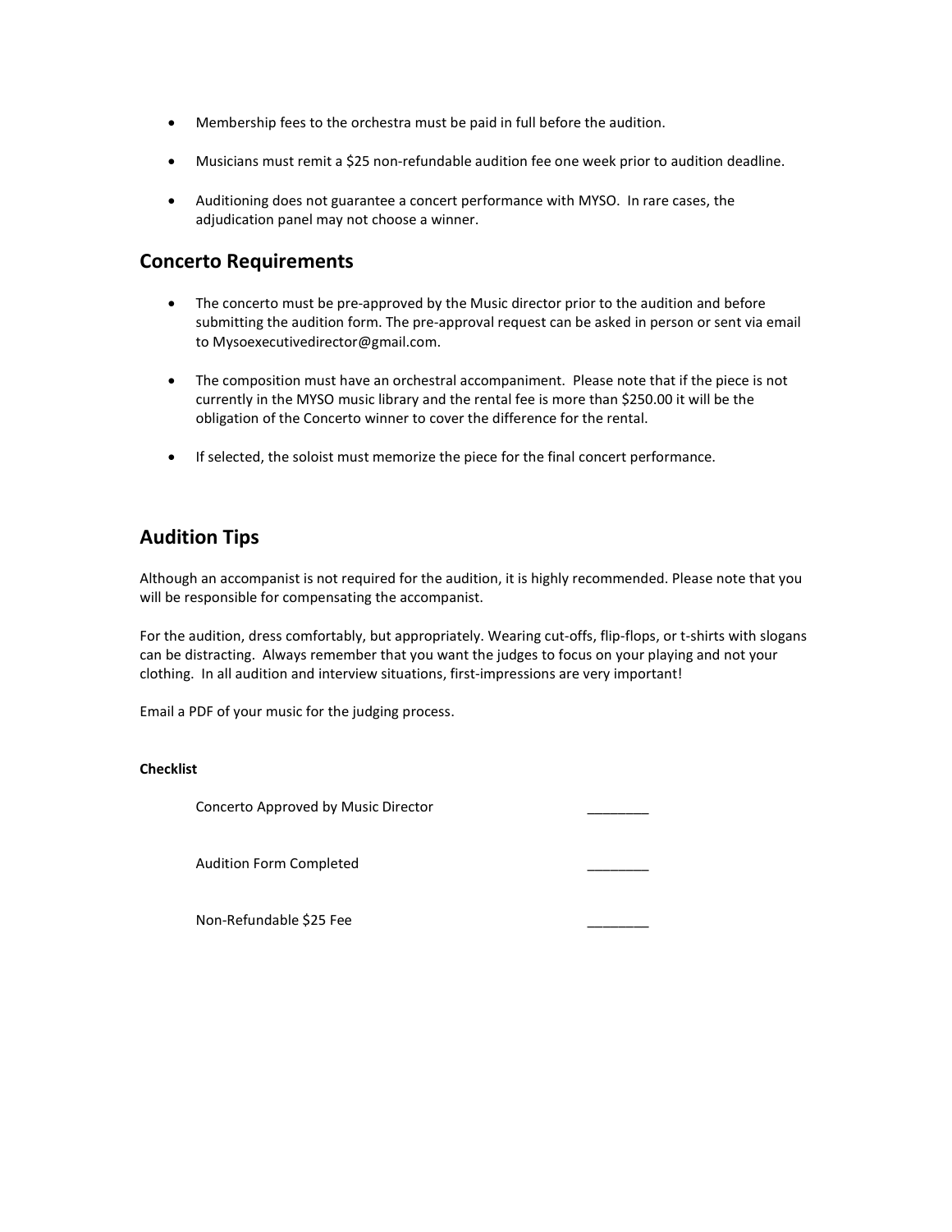- Membership fees to the orchestra must be paid in full before the audition.
- Musicians must remit a $25 non-refundable audition fee one week prior to audition deadline.
- Auditioning does not guarantee a concert performance with MYSO. In rare cases, the adjudication panel may not choose a winner.

## Concerto Requirements

- The concerto must be pre-approved by the Music director prior to the audition and before submitting the audition form. The pre-approval request can be asked in person or sent via email to Mysoexecutivedirector@gmail.com.
- The composition must have an orchestral accompaniment. Please note that if the piece is not currently in the MYSO music library and the rental fee is more than $250.00 it will be the obligation of the Concerto winner to cover the difference for the rental.
- If selected, the soloist must memorize the piece for the final concert performance.

## Audition Tips

Although an accompanist is not required for the audition, it is highly recommended. Please note that you will be responsible for compensating the accompanist.

For the audition, dress comfortably, but appropriately. Wearing cut-offs, flip-flops, or t-shirts with slogans can be distracting. Always remember that you want the judges to focus on your playing and not your clothing. In all audition and interview situations, first-impressions are very important!

Email a PDF of your music for the judging process.

**Checklist**

| | |
|---|---|
| Concerto Approved by Music Director | ________ |
| Audition Form Completed | ________ |
| Non-Refundable $25 Fee | ________ |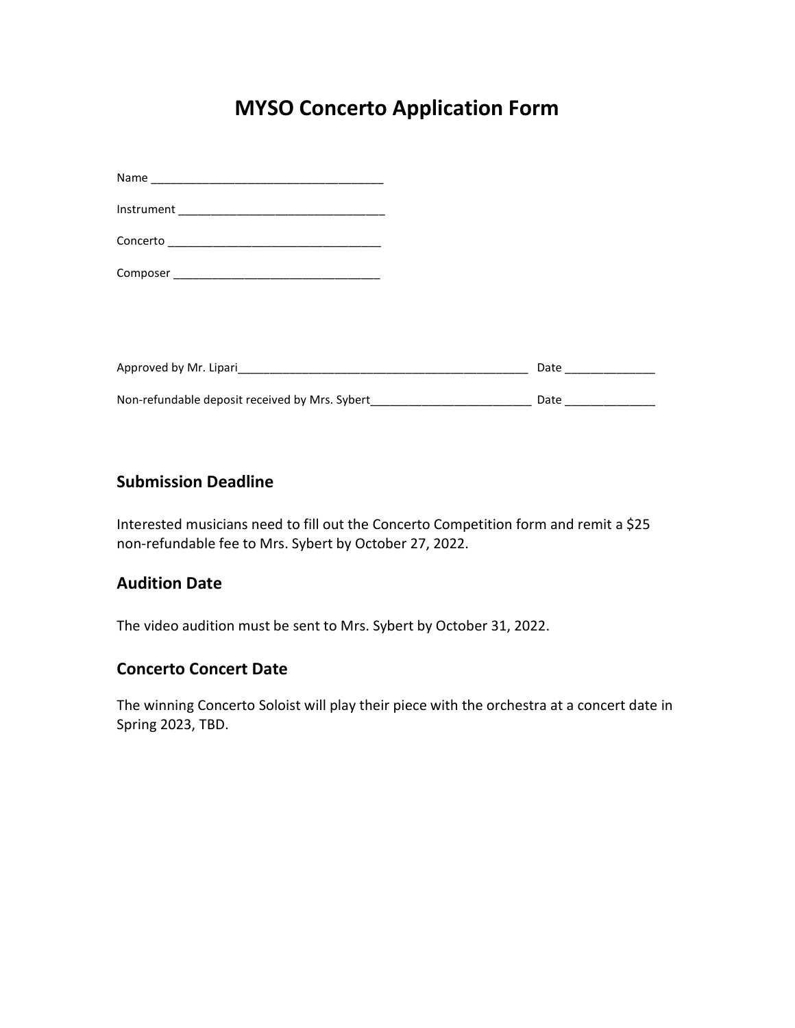# MYSO Concerto Application Form

Name ___________________________________

Instrument _______________________________

Concerto ________________________________

Composer ________________________________

Approved by Mr. Lipari_____________________________________________ Date ______________

Non-refundable deposit received by Mrs. Sybert_________________________ Date ______________

## Submission Deadline

Interested musicians need to fill out the Concerto Competition form and remit a $25 non-refundable fee to Mrs. Sybert by October 27, 2022.

## Audition Date

The video audition must be sent to Mrs. Sybert by October 31, 2022.

## Concerto Concert Date

The winning Concerto Soloist will play their piece with the orchestra at a concert date in Spring 2023, TBD.